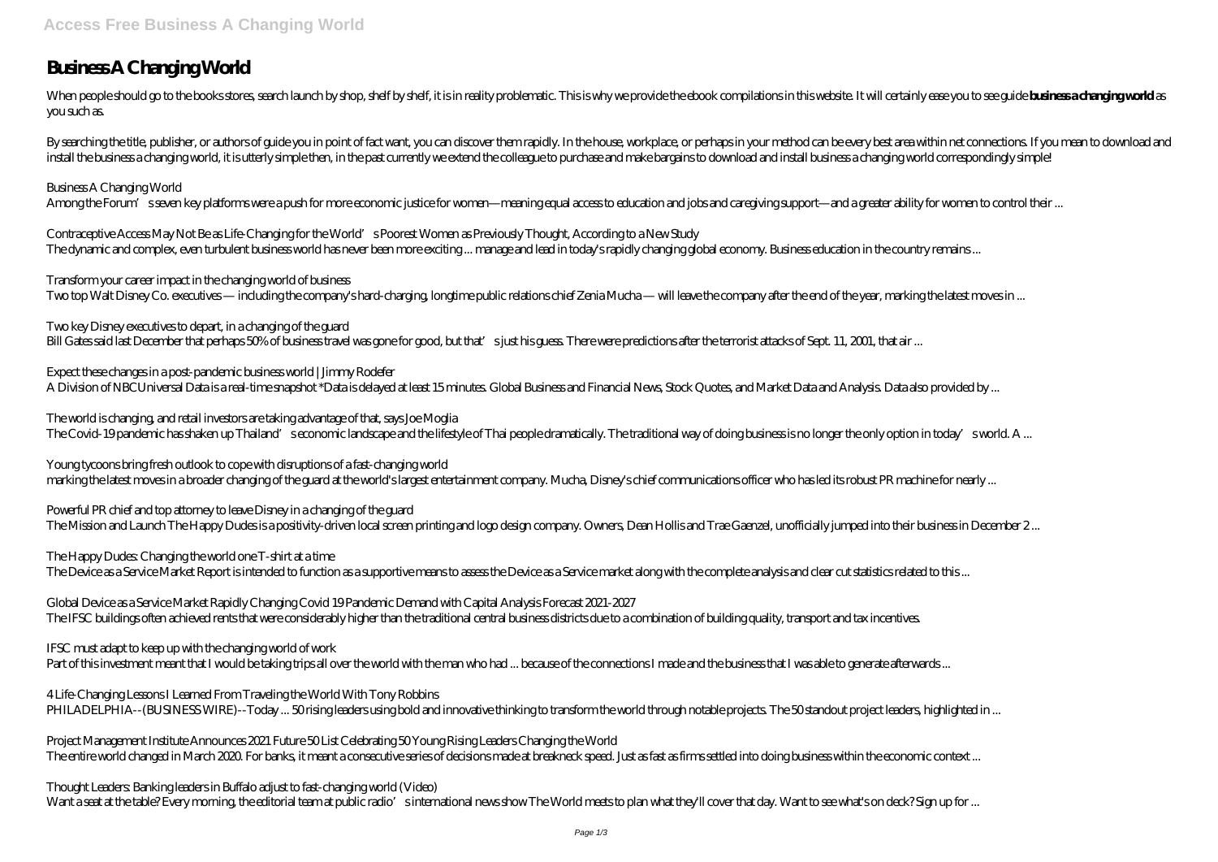# Business A Changing World

When people should go to the books stores, search launch by shop, shelf by shelf, it is in reality problematic. This is why we provide the ebook compilations in this website. It will certainly ease you to see guide **business a changing world** as you such as.

By searching the title, publisher, or authors of guide you in point of fact want, you can discover them rapidly. In the house, workplace, or perhaps in your method can be every best area within net connections. If you mean to download and install the business a changing world, it is utterly simple then, in the past currently we extend the colleague to purchase and make bargains to download and install business a changing world correspondingly simple!

*Business A Changing World*
Among the Forum's seven key platforms were a push for more economic justice for women—meaning equal access to education and jobs and caregiving support—and a greater ability for women to control their ...

*Contraceptive Access May Not Be as Life-Changing for the World's Poorest Women as Previously Thought, According to a New Study*
The dynamic and complex, even turbulent business world has never been more exciting ... manage and lead in today's rapidly changing global economy. Business education in the country remains ...

*Transform your career impact in the changing world of business*
Two top Walt Disney Co. executives — including the company's hard-charging, longtime public relations chief Zenia Mucha — will leave the company after the end of the year, marking the latest moves in ...

*Two key Disney executives to depart, in a changing of the guard*
Bill Gates said last December that perhaps 50% of business travel was gone for good, but that's just his guess. There were predictions after the terrorist attacks of Sept. 11, 2001, that air ...

*Expect these changes in a post-pandemic business world | Jimmy Rodefer*
A Division of NBCUniversal Data is a real-time snapshot \*Data is delayed at least 15 minutes. Global Business and Financial News, Stock Quotes, and Market Data and Analysis. Data also provided by ...

*The world is changing, and retail investors are taking advantage of that, says Joe Moglia*
The Covid-19 pandemic has shaken up Thailand's economic landscape and the lifestyle of Thai people dramatically. The traditional way of doing business is no longer the only option in today's world. A ...

*Young tycoons bring fresh outlook to cope with disruptions of a fast-changing world*
marking the latest moves in a broader changing of the guard at the world's largest entertainment company. Mucha, Disney's chief communications officer who has led its robust PR machine for nearly ...

*Powerful PR chief and top attorney to leave Disney in a changing of the guard*
The Mission and Launch The Happy Dudes is a positivity-driven local screen printing and logo design company. Owners, Dean Hollis and Trae Gaenzel, unofficially jumped into their business in December 2 ...

*The Happy Dudes: Changing the world one T-shirt at a time*
The Device as a Service Market Report is intended to function as a supportive means to assess the Device as a Service market along with the complete analysis and clear cut statistics related to this ...

*Global Device as a Service Market Rapidly Changing Covid 19 Pandemic Demand with Capital Analysis Forecast 2021-2027*
The IFSC buildings often achieved rents that were considerably higher than the traditional central business districts due to a combination of building quality, transport and tax incentives.

*IFSC must adapt to keep up with the changing world of work*
Part of this investment meant that I would be taking trips all over the world with the man who had ... because of the connections I made and the business that I was able to generate afterwards ...

*4 Life-Changing Lessons I Learned From Traveling the World With Tony Robbins*
PHILADELPHIA--(BUSINESS WIRE)--Today ... 50 rising leaders using bold and innovative thinking to transform the world through notable projects. The 50 standout project leaders, highlighted in ...

*Project Management Institute Announces 2021 Future 50 List Celebrating 50 Young Rising Leaders Changing the World*
The entire world changed in March 2020. For banks, it meant a consecutive series of decisions made at breakneck speed. Just as fast as firms settled into doing business within the economic context ...

*Thought Leaders: Banking leaders in Buffalo adjust to fast-changing world (Video)*
Want a seat at the table? Every morning, the editorial team at public radio's international news show The World meets to plan what they'll cover that day. Want to see what's on deck? Sign up for ...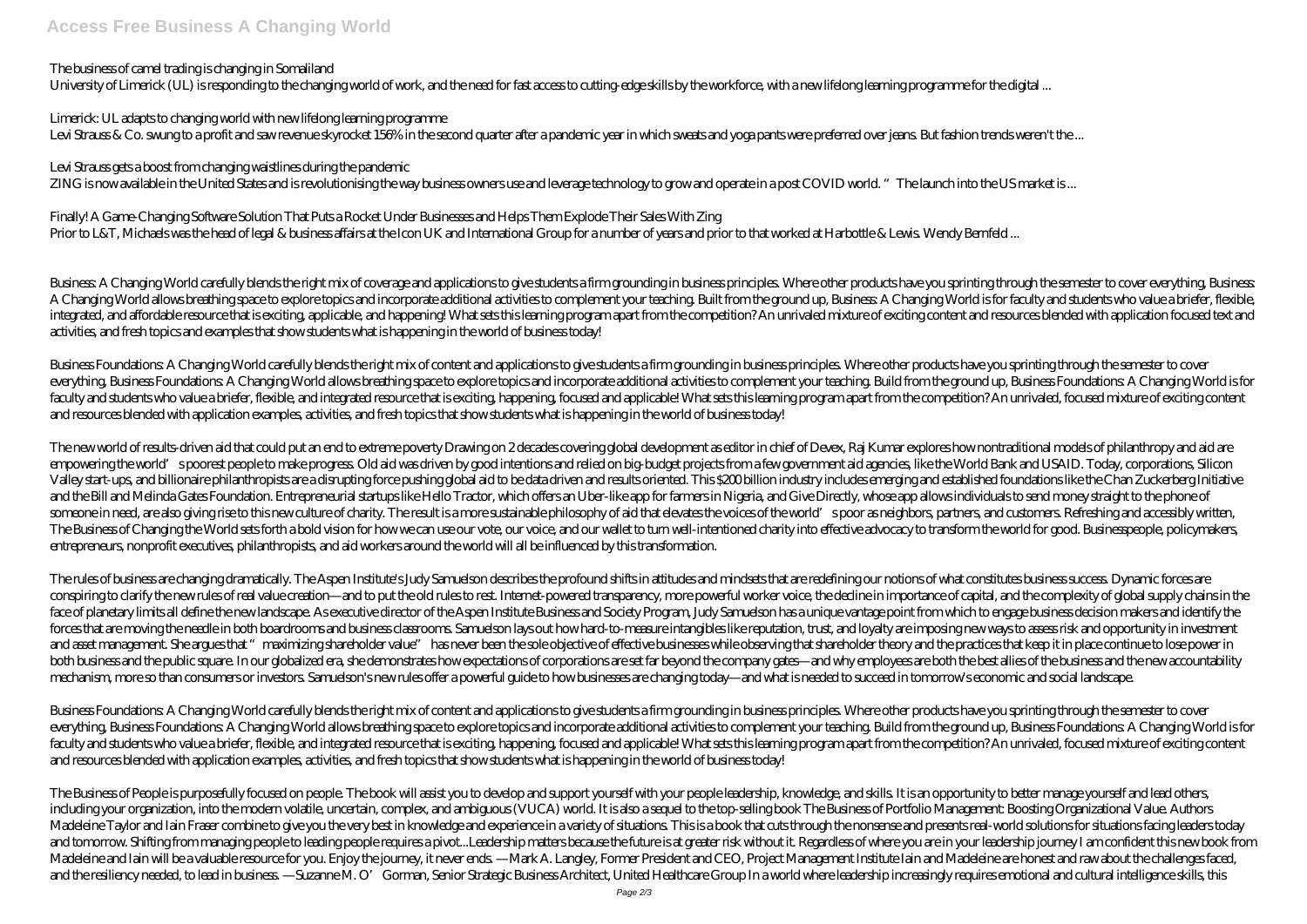The business of camel trading is changing in Somaliland

University of Limerick (UL) is responding to the changing world of work, and the need for fast access to cutting-edge skills by the workforce, with a new lifelong learning programme for the digital ...

Limerick: UL adapts to changing world with new lifelong learning programme

Levi Strauss & Co. swung to a profit and saw revenue skyrocket 156% in the second quarter after a pandemic year in which sweats and yoga pants were preferred over jeans. But fashion trends weren't the ...

Levi Strauss gets a boost from changing waistlines during the pandemic

ZING is now available in the United States and is revolutionising the way business owners use and leverage technology to grow and operate in a post COVID world. "The launch into the US market is ...

Finally! A Game-Changing Software Solution That Puts a Rocket Under Businesses and Helps Them Explode Their Sales With Zing

Prior to L&T, Michaels was the head of legal & business affairs at the Icon UK and International Group for a number of years and prior to that worked at Harbottle & Lewis. Wendy Bernfeld ...

Business: A Changing World carefully blends the right mix of coverage and applications to give students a firm grounding in business principles. Where other products have you sprinting through the semester to cover everything, Business: A Changing World allows breathing space to explore topics and incorporate additional activities to complement your teaching. Built from the ground up, Business: A Changing World is for faculty and students who value a briefer, flexible, integrated, and affordable resource that is exciting, applicable, and happening! What sets this learning program apart from the competition? An unrivaled mixture of exciting content and resources blended with application focused text and activities, and fresh topics and examples that show students what is happening in the world of business today!

Business Foundations: A Changing World carefully blends the right mix of content and applications to give students a firm grounding in business principles. Where other products have you sprinting through the semester to cover everything, Business Foundations: A Changing World allows breathing space to explore topics and incorporate additional activities to complement your teaching. Build from the ground up, Business Foundations: A Changing World is for faculty and students who value a briefer, flexible, and integrated resource that is exciting, happening, focused and applicable! What sets this learning program apart from the competition? An unrivaled, focused mixture of exciting content and resources blended with application examples, activities, and fresh topics that show students what is happening in the world of business today!

The new world of results-driven aid that could put an end to extreme poverty Drawing on 2 decades covering global development as editor in chief of Devex, Raj Kumar explores how nontraditional models of philanthropy and aid are empowering the world's poorest people to make progress. Old aid was driven by good intentions and relied on big-budget projects from a few government aid agencies, like the World Bank and USAID. Today, corporations, Silicon Valley start-ups, and billionaire philanthropists are a disrupting force pushing global aid to be data driven and results oriented. This $200 billion industry includes emerging and established foundations like the Chan Zuckerberg Initiative and the Bill and Melinda Gates Foundation. Entrepreneurial startups like Hello Tractor, which offers an Uber-like app for farmers in Nigeria, and Give Directly, whose app allows individuals to send money straight to the phone of someone in need, are also giving rise to this new culture of charity. The result is a more sustainable philosophy of aid that elevates the voices of the world's poor as neighbors, partners, and customers. Refreshing and accessibly written, The Business of Changing the World sets forth a bold vision for how we can use our vote, our voice, and our wallet to turn well-intentioned charity into effective advocacy to transform the world for good. Businesspeople, policymakers, entrepreneurs, nonprofit executives, philanthropists, and aid workers around the world will all be influenced by this transformation.

The rules of business are changing dramatically. The Aspen Institute's Judy Samuelson describes the profound shifts in attitudes and mindsets that are redefining our notions of what constitutes business success. Dynamic forces are conspiring to clarify the new rules of real value creation—and to put the old rules to rest. Internet-powered transparency, more powerful worker voice, the decline in importance of capital, and the complexity of global supply chains in the face of planetary limits all define the new landscape. As executive director of the Aspen Institute Business and Society Program, Judy Samuelson has a unique vantage point from which to engage business decision makers and identify the forces that are moving the needle in both boardrooms and business classrooms. Samuelson lays out how hard-to-measure intangibles like reputation, trust, and loyalty are imposing new ways to assess risk and opportunity in investment and asset management. She argues that "maximizing shareholder value" has never been the sole objective of effective businesses while observing that shareholder theory and the practices that keep it in place continue to lose power in both business and the public square. In our globalized era, she demonstrates how expectations of corporations are set far beyond the company gates—and why employees are both the best allies of the business and the new accountability mechanism, more so than consumers or investors. Samuelson's new rules offer a powerful guide to how businesses are changing today—and what is needed to succeed in tomorrow's economic and social landscape.

Business Foundations: A Changing World carefully blends the right mix of content and applications to give students a firm grounding in business principles. Where other products have you sprinting through the semester to cover everything, Business Foundations: A Changing World allows breathing space to explore topics and incorporate additional activities to complement your teaching. Build from the ground up, Business Foundations: A Changing World is for faculty and students who value a briefer, flexible, and integrated resource that is exciting, happening, focused and applicable! What sets this learning program apart from the competition? An unrivaled, focused mixture of exciting content and resources blended with application examples, activities, and fresh topics that show students what is happening in the world of business today!

The Business of People is purposefully focused on people. The book will assist you to develop and support yourself with your people leadership, knowledge, and skills. It is an opportunity to better manage yourself and lead others, including your organization, into the modern volatile, uncertain, complex, and ambiguous (VUCA) world. It is also a sequel to the top-selling book The Business of Portfolio Management: Boosting Organizational Value. Authors Madeleine Taylor and Iain Fraser combine to give you the very best in knowledge and experience in a variety of situations. This is a book that cuts through the nonsense and presents real-world solutions for situations facing leaders today and tomorrow. Shifting from managing people to leading people requires a pivot...Leadership matters because the future is at greater risk without it. Regardless of where you are in your leadership journey I am confident this new book from Madeleine and Iain will be a valuable resource for you. Enjoy the journey, it never ends. —Mark A. Langley, Former President and CEO, Project Management Institute Iain and Madeleine are honest and raw about the challenges faced, and the resiliency needed, to lead in business. —Suzanne M. O'Gorman, Senior Strategic Business Architect, United Healthcare Group In a world where leadership increasingly requires emotional and cultural intelligence skills, this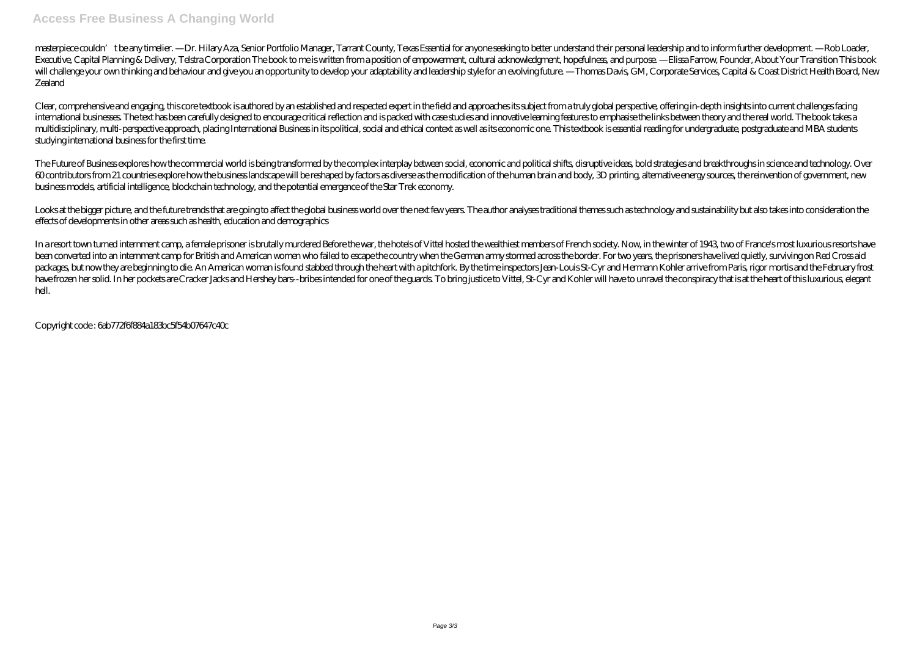masterpiece couldn't be any timelier. —Dr. Hilary Aza, Senior Portfolio Manager, Tarrant County, Texas Essential for anyone seeking to better understand their personal leadership and to inform further development. —Rob Loader, Executive, Capital Planning & Delivery, Telstra Corporation The book to me is written from a position of empowerment, cultural acknowledgment, hopefulness, and purpose. —Elissa Farrow, Founder, About Your Transition This book will challenge your own thinking and behaviour and give you an opportunity to develop your adaptability and leadership style for an evolving future. —Thomas Davis, GM, Corporate Services, Capital & Coast District Health Board, New Zealand

Clear, comprehensive and engaging, this core textbook is authored by an established and respected expert in the field and approaches its subject from a truly global perspective, offering in-depth insights into current challenges facing international businesses. The text has been carefully designed to encourage critical reflection and is packed with case studies and innovative learning features to emphasise the links between theory and the real world. The book takes a multidisciplinary, multi-perspective approach, placing International Business in its political, social and ethical context as well as its economic one. This textbook is essential reading for undergraduate, postgraduate and MBA students studying international business for the first time.

The Future of Business explores how the commercial world is being transformed by the complex interplay between social, economic and political shifts, disruptive ideas, bold strategies and breakthroughs in science and technology. Over 60 contributors from 21 countries explore how the business landscape will be reshaped by factors as diverse as the modification of the human brain and body, 3D printing, alternative energy sources, the reinvention of government, new business models, artificial intelligence, blockchain technology, and the potential emergence of the Star Trek economy.

Looks at the bigger picture, and the future trends that are going to affect the global business world over the next few years. The author analyses traditional themes such as technology and sustainability but also takes into consideration the effects of developments in other areas such as health, education and demographics

In a resort town turned internment camp, a female prisoner is brutally murdered Before the war, the hotels of Vittel hosted the wealthiest members of French society. Now, in the winter of 1943, two of France's most luxurious resorts have been converted into an internment camp for British and American women who failed to escape the country when the German army stormed across the border. For two years, the prisoners have lived quietly, surviving on Red Cross aid packages, but now they are beginning to die. An American woman is found stabbed through the heart with a pitchfork. By the time inspectors Jean-Louis St-Cyr and Hermann Kohler arrive from Paris, rigor mortis and the February frost have frozen her solid. In her pockets are Cracker Jacks and Hershey bars--bribes intended for one of the guards. To bring justice to Vittel, St-Cyr and Kohler will have to unravel the conspiracy that is at the heart of this luxurious, elegant hell.

Copyright code : 6ab772f6f884a183bc5f54b07647c40c